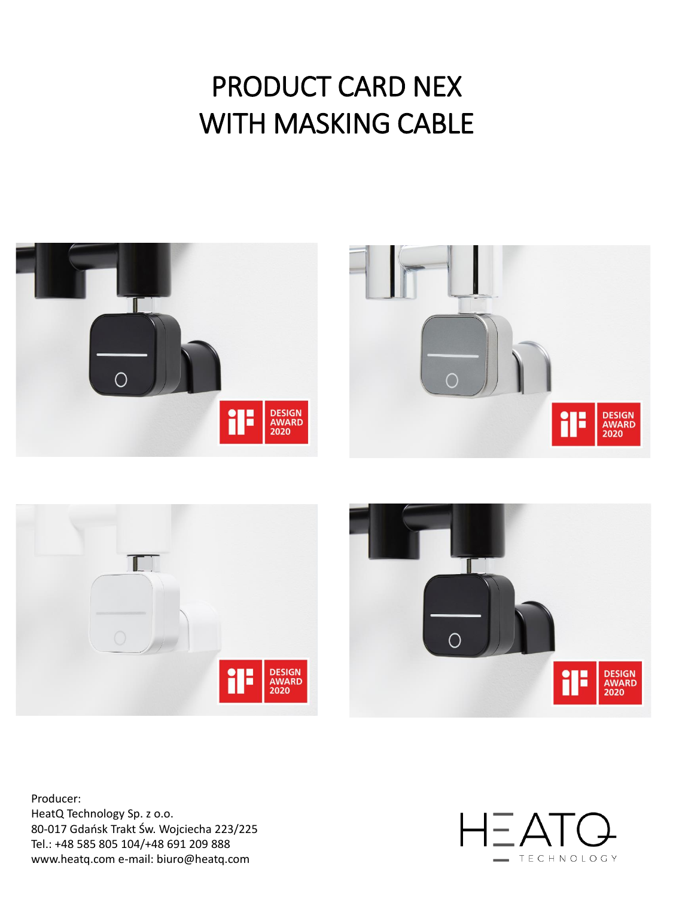# PRODUCT CARD NEX
# WITH MASKING CABLE

Producer:
HeatQ Technology Sp. z o.o.
80-017 Gdańsk Trakt Św. Wojciecha 223/225
Tel.: +48 585 805 104/+48 691 209 888
www.heatq.com e-mail: biuro@heatq.com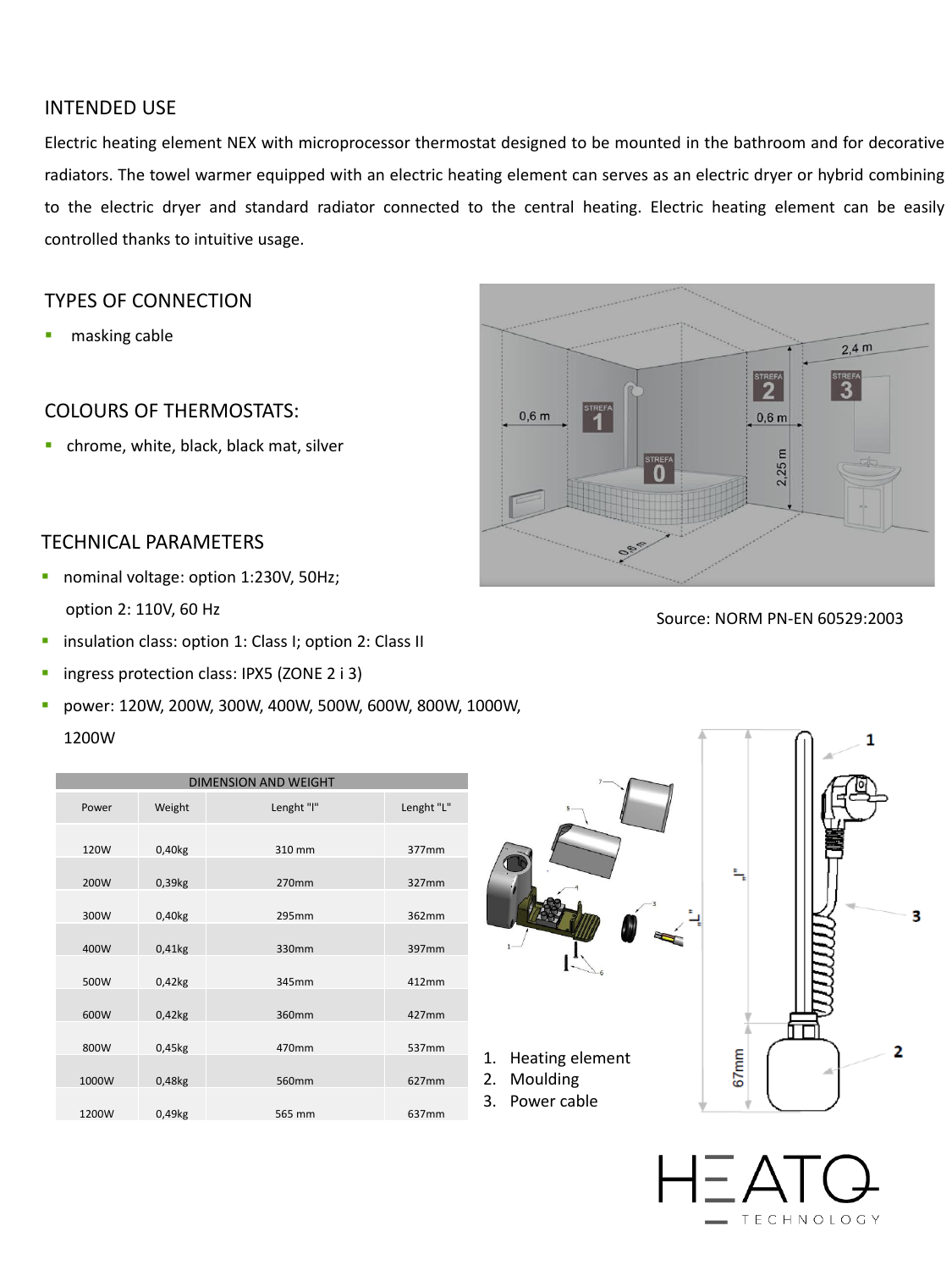## INTENDED USE

Electric heating element NEX with microprocessor thermostat designed to be mounted in the bathroom and for decorative radiators. The towel warmer equipped with an electric heating element can serves as an electric dryer or hybrid combining to the electric dryer and standard radiator connected to the central heating. Electric heating element can be easily controlled thanks to intuitive usage.

## TYPES OF CONNECTION

- masking cable

## COLOURS OF THERMOSTATS:

- chrome, white, black, black mat, silver

## TECHNICAL PARAMETERS

- nominal voltage: option 1:230V, 50Hz;
  option 2: 110V, 60 Hz
- insulation class: option 1: Class I; option 2: Class II
- ingress protection class: IPX5 (ZONE 2 i 3)
- power: 120W, 200W, 300W, 400W, 500W, 600W, 800W, 1000W, 1200W

Source: NORM PN-EN 60529:2003

| DIMENSION AND WEIGHT | | | |
|---|---|---|---|
| Power | Weight | Lenght "l" | Lenght "L" |
| 120W | 0,40kg | 310 mm | 377mm |
| 200W | 0,39kg | 270mm | 327mm |
| 300W | 0,40kg | 295mm | 362mm |
| 400W | 0,41kg | 330mm | 397mm |
| 500W | 0,42kg | 345mm | 412mm |
| 600W | 0,42kg | 360mm | 427mm |
| 800W | 0,45kg | 470mm | 537mm |
| 1000W | 0,48kg | 560mm | 627mm |
| 1200W | 0,49kg | 565 mm | 637mm |

1. Heating element
2. Moulding
3. Power cable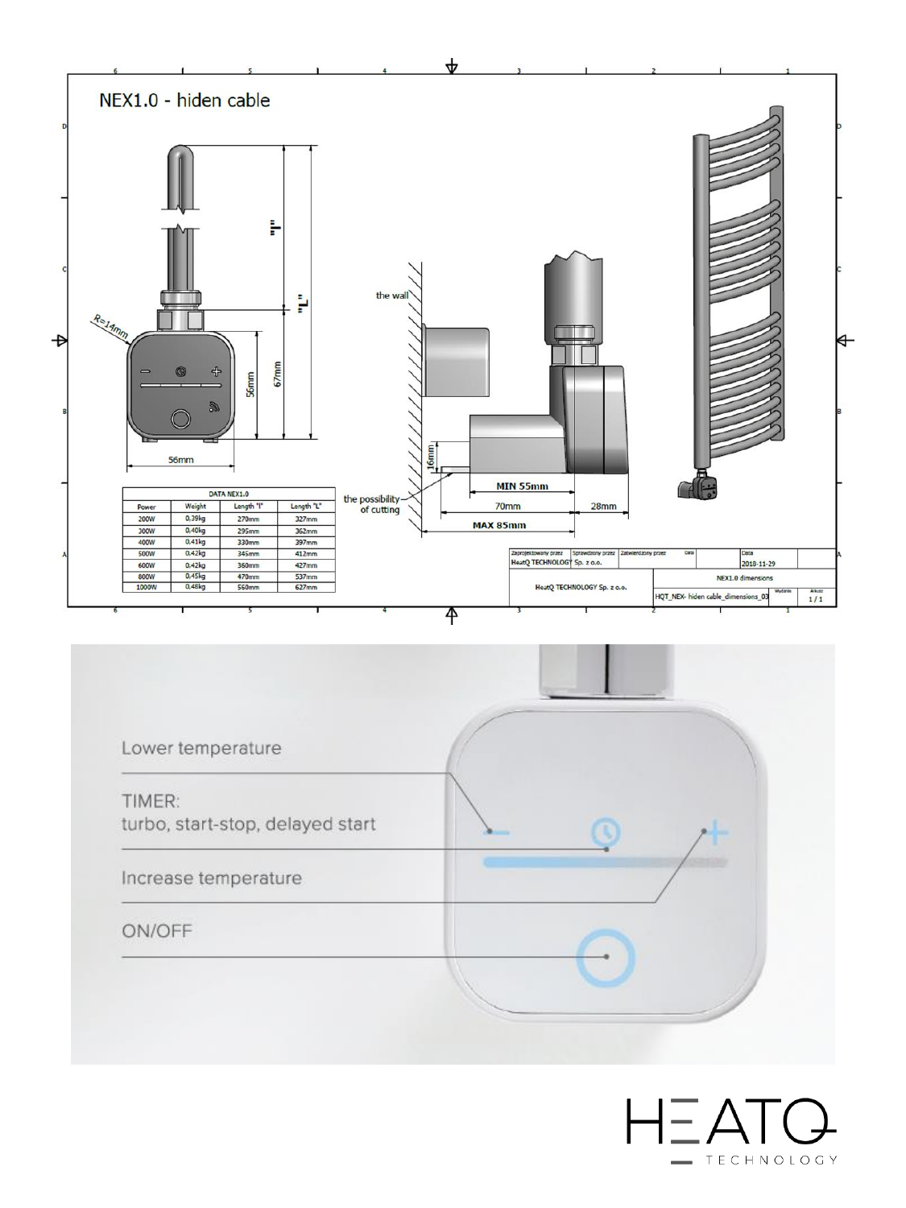# NEX1.0 - hiden cable

R=14mm

"l"

"L"

56mm

67mm

56mm

the wall

16mm

the possibility of cutting

MIN 55mm

70mm

28mm

MAX 85mm

| DATA NEX1.0 | | | |
|---|---|---|---|
| Power | Weight | Length "l" | Length "L" |
| 200W | 0,39kg | 270mm | 327mm |
| 300W | 0,40kg | 295mm | 362mm |
| 400W | 0,41kg | 330mm | 397mm |
| 500W | 0,42kg | 345mm | 412mm |
| 600W | 0,42kg | 360mm | 427mm |
| 800W | 0,45kg | 470mm | 537mm |
| 1000W | 0,48kg | 560mm | 627mm |

| Zaprojektowany przez | Sprawdzony przez | Zatwierdzony przez | Data | Data |
|---|---|---|---|---|
| HeatQ TECHNOLOGY | Sp. z o.o. | | | 2018-11-29 |
| HeatQ TECHNOLOGY Sp. z o.o. | | NEX1.0 dimensions | Wydanie | Arkusz |
| | | HQT_NEX- hiden cable_dimensions_03 | | 1 / 1 |

Lower temperature

TIMER:
turbo, start-stop, delayed start

Increase temperature

ON/OFF

HEATQ TECHNOLOGY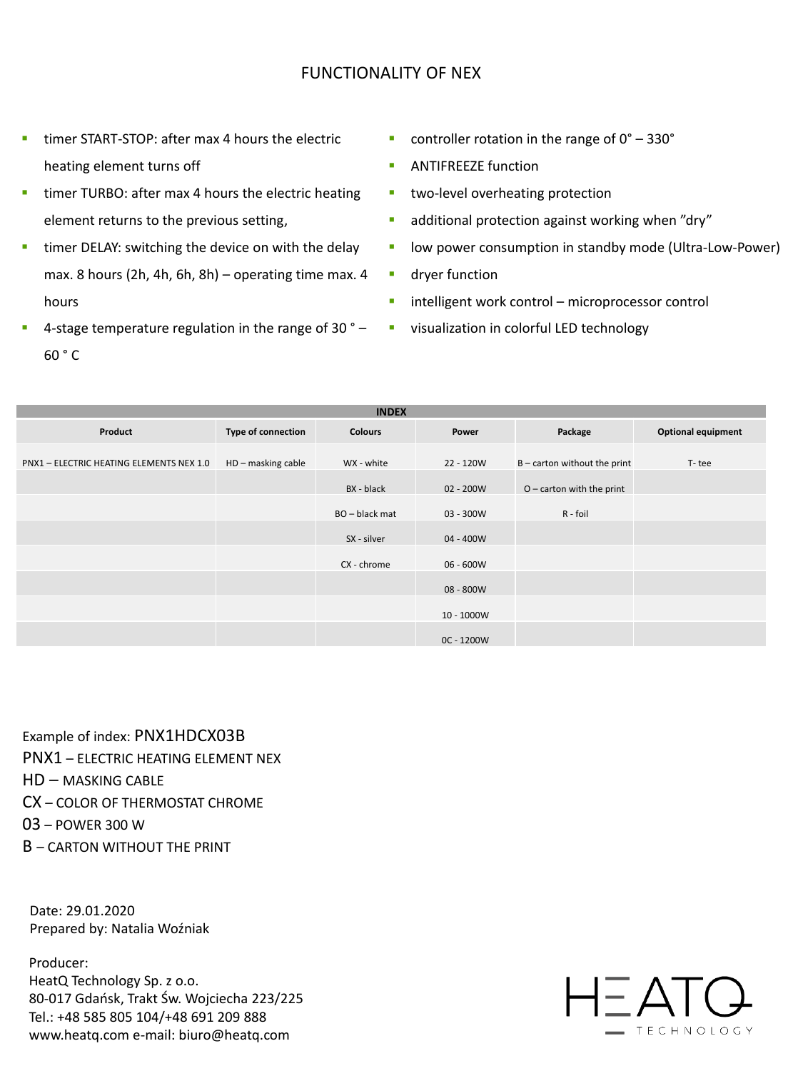## FUNCTIONALITY OF NEX

- timer START-STOP: after max 4 hours the electric heating element turns off
- timer TURBO: after max 4 hours the electric heating element returns to the previous setting,
- timer DELAY: switching the device on with the delay max. 8 hours (2h, 4h, 6h, 8h) – operating time max. 4 hours
- 4-stage temperature regulation in the range of 30 ° – 60 ° C
- controller rotation in the range of 0° – 330°
- ANTIFREEZE function
- two-level overheating protection
- additional protection against working when ”dry”
- low power consumption in standby mode (Ultra-Low-Power)
- dryer function
- intelligent work control – microprocessor control
- visualization in colorful LED technology

| INDEX | | | | | |
|---|---|---|---|---|---|
| **Product** | **Type of connection** | **Colours** | **Power** | **Package** | **Optional equipment** |
| PNX1 – ELECTRIC HEATING ELEMENTS NEX 1.0 | HD – masking cable | WX - white | 22 - 120W | B – carton without the print | T- tee |
| | | BX - black | 02 - 200W | O – carton with the print | |
| | | BO – black mat | 03 - 300W | R - foil | |
| | | SX - silver | 04 - 400W | | |
| | | CX - chrome | 06 - 600W | | |
| | | | 08 - 800W | | |
| | | | 10 - 1000W | | |
| | | | 0C - 1200W | | |

Example of index: PNX1HDCX03B
PNX1 – ELECTRIC HEATING ELEMENT NEX
HD – MASKING CABLE
CX – COLOR OF THERMOSTAT CHROME
03 – POWER 300 W
B – CARTON WITHOUT THE PRINT

Date: 29.01.2020
Prepared by: Natalia Woźniak

Producer:
HeatQ Technology Sp. z o.o.
80-017 Gdańsk, Trakt Św. Wojciecha 223/225
Tel.: +48 585 805 104/+48 691 209 888
www.heatq.com e-mail: biuro@heatq.com

HEATQ TECHNOLOGY